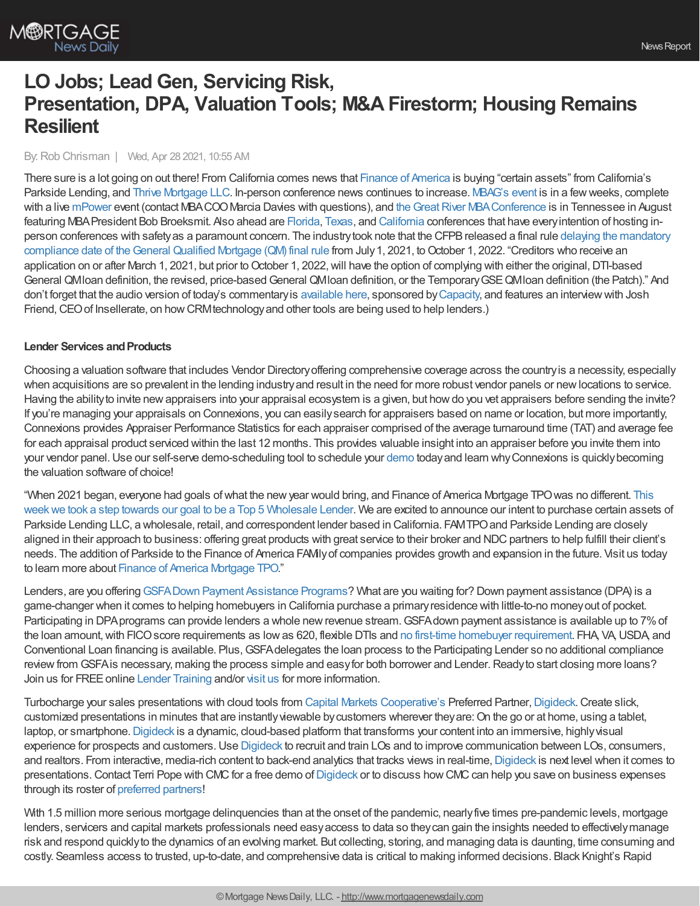# LO Jobs; Lead Gen, Servicing Risk, Presentation, DPA, Valuation Tools; M&A Firestorm; Housing Remains Resilient

By: Rob Chrisman | Wed, Apr 28 2021, 10:55 AM

There sure is a lot going on out there! From California comes news that Finance of America is buying "certain assets" from California's Parkside Lending, and Thrive Mortgage LLC. In-person conference news continues to increase. MBAG's event is in a few weeks, complete with a live mPower event (contact MBA COO Marcia Davies with questions), and the Great River MBA Conference is in Tennessee in August featuring MBA President Bob Broeksmit. Also ahead are Florida, Texas, and California conferences that have every intention of hosting in-person conferences with safety as a paramount concern. The industry took note that the CFPB released a final rule delaying the mandatory compliance date of the General Qualified Mortgage (QM) final rule from July 1, 2021, to October 1, 2022. "Creditors who receive an application on or after March 1, 2021, but prior to October 1, 2022, will have the option of complying with either the original, DTI-based General QM loan definition, the revised, price-based General QM loan definition, or the Temporary GSE QM loan definition (the Patch)." And don't forget that the audio version of today's commentary is available here, sponsored by Capacity, and features an interview with Josh Friend, CEO of Insellerate, on how CRM technology and other tools are being used to help lenders.)

**Lender Services and Products**

Choosing a valuation software that includes Vendor Directory offering comprehensive coverage across the country is a necessity, especially when acquisitions are so prevalent in the lending industry and result in the need for more robust vendor panels or new locations to service. Having the ability to invite new appraisers into your appraisal ecosystem is a given, but how do you vet appraisers before sending the invite? If you're managing your appraisals on Connexions, you can easily search for appraisers based on name or location, but more importantly, Connexions provides Appraiser Performance Statistics for each appraiser comprised of the average turnaround time (TAT) and average fee for each appraisal product serviced within the last 12 months. This provides valuable insight into an appraiser before you invite them into your vendor panel. Use our self-serve demo-scheduling tool to schedule your demo today and learn why Connexions is quickly becoming the valuation software of choice!

"When 2021 began, everyone had goals of what the new year would bring, and Finance of America Mortgage TPO was no different. This week we took a step towards our goal to be a Top 5 Wholesale Lender. We are excited to announce our intent to purchase certain assets of Parkside Lending LLC, a wholesale, retail, and correspondent lender based in California. FAM TPO and Parkside Lending are closely aligned in their approach to business: offering great products with great service to their broker and NDC partners to help fulfill their client's needs. The addition of Parkside to the Finance of America FAMily of companies provides growth and expansion in the future. Visit us today to learn more about Finance of America Mortgage TPO."

Lenders, are you offering GSFA Down Payment Assistance Programs? What are you waiting for? Down payment assistance (DPA) is a game-changer when it comes to helping homebuyers in California purchase a primary residence with little-to-no money out of pocket. Participating in DPA programs can provide lenders a whole new revenue stream. GSFA down payment assistance is available up to 7% of the loan amount, with FICO score requirements as low as 620, flexible DTIs and no first-time homebuyer requirement. FHA, VA, USDA, and Conventional Loan financing is available. Plus, GSFA delegates the loan process to the Participating Lender so no additional compliance review from GSFA is necessary, making the process simple and easy for both borrower and Lender. Ready to start closing more loans? Join us for FREE online Lender Training and/or visit us for more information.

Turbocharge your sales presentations with cloud tools from Capital Markets Cooperative's Preferred Partner, Digideck. Create slick, customized presentations in minutes that are instantly viewable by customers wherever they are: On the go or at home, using a tablet, laptop, or smartphone. Digideck is a dynamic, cloud-based platform that transforms your content into an immersive, highly visual experience for prospects and customers. Use Digideck to recruit and train LOs and to improve communication between LOs, consumers, and realtors. From interactive, media-rich content to back-end analytics that tracks views in real-time, Digideck is next level when it comes to presentations. Contact Terri Pope with CMC for a free demo of Digideck or to discuss how CMC can help you save on business expenses through its roster of preferred partners!

With 1.5 million more serious mortgage delinquencies than at the onset of the pandemic, nearly five times pre-pandemic levels, mortgage lenders, servicers and capital markets professionals need easy access to data so they can gain the insights needed to effectively manage risk and respond quickly to the dynamics of an evolving market. But collecting, storing, and managing data is daunting, time consuming and costly. Seamless access to trusted, up-to-date, and comprehensive data is critical to making informed decisions. Black Knight's Rapid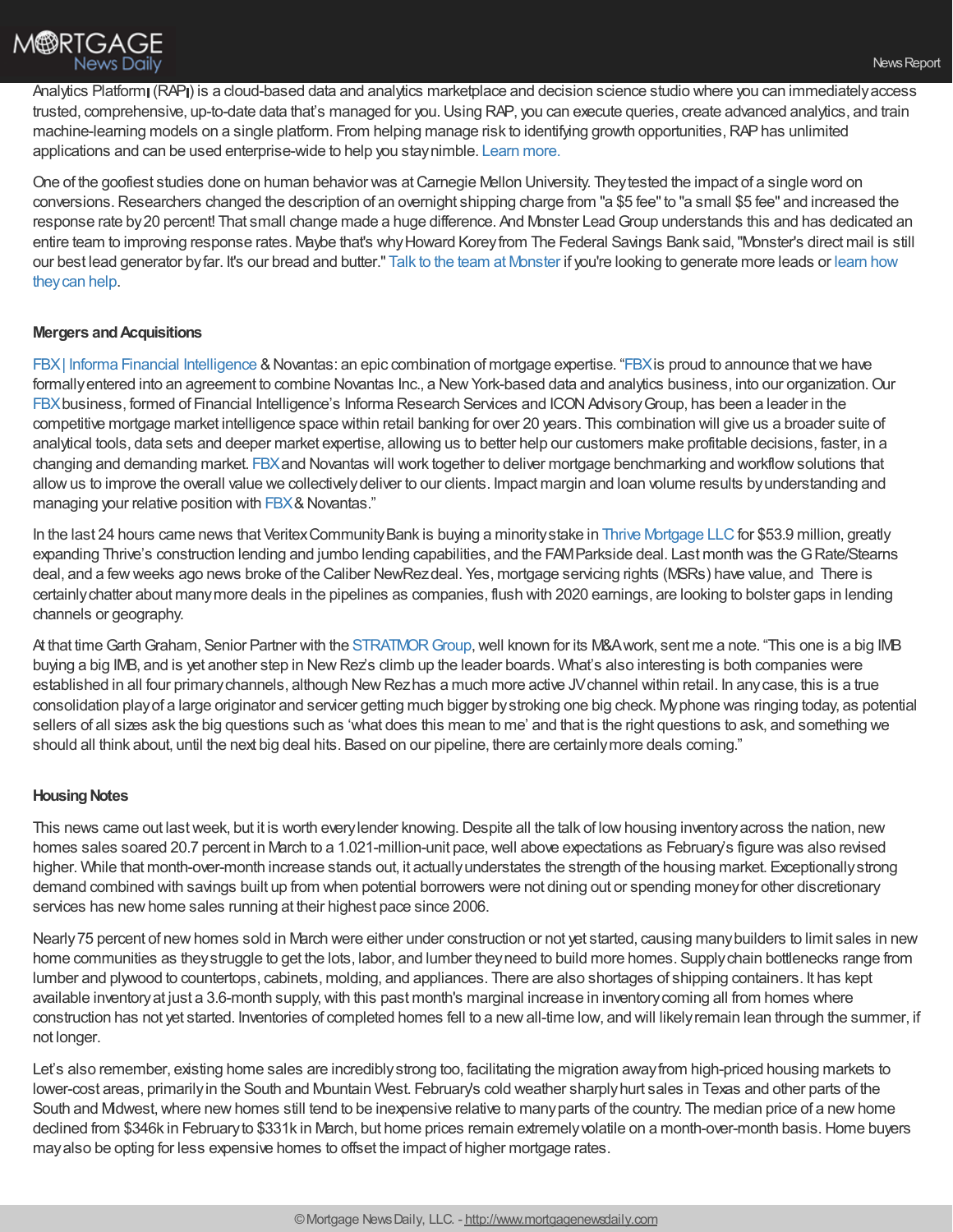Analytics Platform℠ (RAP℠) is a cloud-based data and analytics marketplace and decision science studio where you can immediately access trusted, comprehensive, up-to-date data that's managed for you. Using RAP, you can execute queries, create advanced analytics, and train machine-learning models on a single platform. From helping manage risk to identifying growth opportunities, RAP has unlimited applications and can be used enterprise-wide to help you stay nimble. Learn more.

One of the goofiest studies done on human behavior was at Carnegie Mellon University. They tested the impact of a single word on conversions. Researchers changed the description of an overnight shipping charge from "a $5 fee" to "a small $5 fee" and increased the response rate by 20 percent! That small change made a huge difference. And Monster Lead Group understands this and has dedicated an entire team to improving response rates. Maybe that's why Howard Korey from The Federal Savings Bank said, "Monster's direct mail is still our best lead generator by far. It's our bread and butter." Talk to the team at Monster if you're looking to generate more leads or learn how they can help.

### Mergers and Acquisitions

FBX | Informa Financial Intelligence & Novantas: an epic combination of mortgage expertise. "FBX is proud to announce that we have formally entered into an agreement to combine Novantas Inc., a New York-based data and analytics business, into our organization. Our FBX business, formed of Financial Intelligence's Informa Research Services and ICON Advisory Group, has been a leader in the competitive mortgage market intelligence space within retail banking for over 20 years. This combination will give us a broader suite of analytical tools, data sets and deeper market expertise, allowing us to better help our customers make profitable decisions, faster, in a changing and demanding market. FBX and Novantas will work together to deliver mortgage benchmarking and workflow solutions that allow us to improve the overall value we collectively deliver to our clients. Impact margin and loan volume results by understanding and managing your relative position with FBX & Novantas."

In the last 24 hours came news that Veritex Community Bank is buying a minority stake in Thrive Mortgage LLC for $53.9 million, greatly expanding Thrive's construction lending and jumbo lending capabilities, and the FAM Parkside deal. Last month was the G Rate/Stearns deal, and a few weeks ago news broke of the Caliber NewRez deal. Yes, mortgage servicing rights (MSRs) have value, and There is certainly chatter about many more deals in the pipelines as companies, flush with 2020 earnings, are looking to bolster gaps in lending channels or geography.

At that time Garth Graham, Senior Partner with the STRATMOR Group, well known for its M&A work, sent me a note. "This one is a big IMB buying a big IMB, and is yet another step in New Rez's climb up the leader boards. What's also interesting is both companies were established in all four primary channels, although New Rez has a much more active JV channel within retail. In any case, this is a true consolidation play of a large originator and servicer getting much bigger by stroking one big check. My phone was ringing today, as potential sellers of all sizes ask the big questions such as 'what does this mean to me' and that is the right questions to ask, and something we should all think about, until the next big deal hits. Based on our pipeline, there are certainly more deals coming."

### Housing Notes

This news came out last week, but it is worth every lender knowing. Despite all the talk of low housing inventory across the nation, new homes sales soared 20.7 percent in March to a 1.021-million-unit pace, well above expectations as February's figure was also revised higher. While that month-over-month increase stands out, it actually understates the strength of the housing market. Exceptionally strong demand combined with savings built up from when potential borrowers were not dining out or spending money for other discretionary services has new home sales running at their highest pace since 2006.

Nearly 75 percent of new homes sold in March were either under construction or not yet started, causing many builders to limit sales in new home communities as they struggle to get the lots, labor, and lumber they need to build more homes. Supply chain bottlenecks range from lumber and plywood to countertops, cabinets, molding, and appliances. There are also shortages of shipping containers. It has kept available inventory at just a 3.6-month supply, with this past month's marginal increase in inventory coming all from homes where construction has not yet started. Inventories of completed homes fell to a new all-time low, and will likely remain lean through the summer, if not longer.

Let's also remember, existing home sales are incredibly strong too, facilitating the migration away from high-priced housing markets to lower-cost areas, primarily in the South and Mountain West. February's cold weather sharply hurt sales in Texas and other parts of the South and Midwest, where new homes still tend to be inexpensive relative to many parts of the country. The median price of a new home declined from $346k in February to $331k in March, but home prices remain extremely volatile on a month-over-month basis. Home buyers may also be opting for less expensive homes to offset the impact of higher mortgage rates.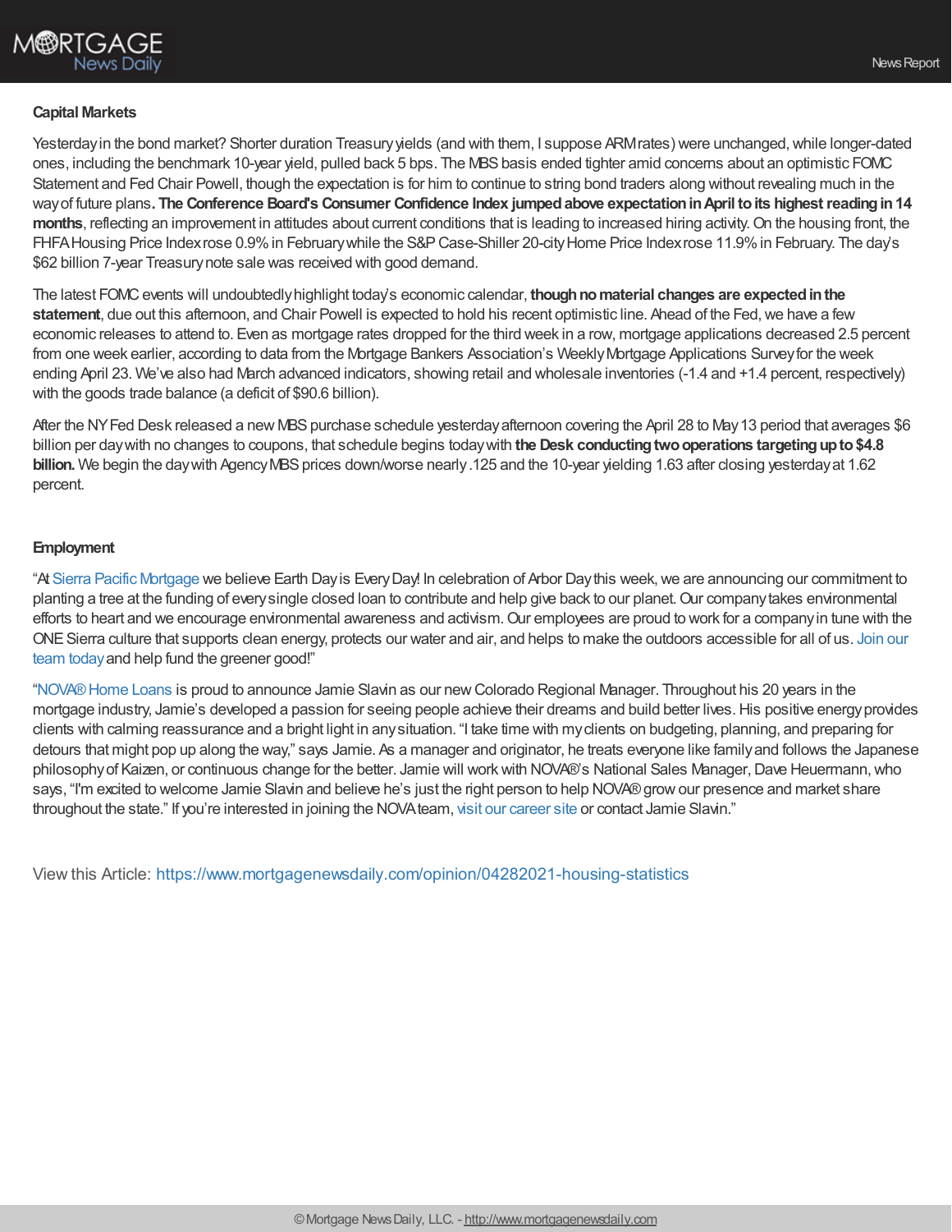### Capital Markets

Yesterday in the bond market? Shorter duration Treasury yields (and with them, I suppose ARM rates) were unchanged, while longer-dated ones, including the benchmark 10-year yield, pulled back 5 bps. The MBS basis ended tighter amid concerns about an optimistic FOMC Statement and Fed Chair Powell, though the expectation is for him to continue to string bond traders along without revealing much in the way of future plans**. The Conference Board's Consumer Confidence Index jumped above expectation in April to its highest reading in 14 months**, reflecting an improvement in attitudes about current conditions that is leading to increased hiring activity. On the housing front, the FHFA Housing Price Index rose 0.9% in February while the S&P Case-Shiller 20-city Home Price Index rose 11.9% in February. The day's $62 billion 7-year Treasury note sale was received with good demand.

The latest FOMC events will undoubtedly highlight today's economic calendar, **though no material changes are expected in the statement**, due out this afternoon, and Chair Powell is expected to hold his recent optimistic line. Ahead of the Fed, we have a few economic releases to attend to. Even as mortgage rates dropped for the third week in a row, mortgage applications decreased 2.5 percent from one week earlier, according to data from the Mortgage Bankers Association's Weekly Mortgage Applications Survey for the week ending April 23. We've also had March advanced indicators, showing retail and wholesale inventories (-1.4 and +1.4 percent, respectively) with the goods trade balance (a deficit of $90.6 billion).

After the NY Fed Desk released a new MBS purchase schedule yesterday afternoon covering the April 28 to May 13 period that averages $6 billion per day with no changes to coupons, that schedule begins today with **the Desk conducting two operations targeting up to $4.8 billion.** We begin the day with Agency MBS prices down/worse nearly .125 and the 10-year yielding 1.63 after closing yesterday at 1.62 percent.

### Employment

"At Sierra Pacific Mortgage we believe Earth Day is Every Day! In celebration of Arbor Day this week, we are announcing our commitment to planting a tree at the funding of every single closed loan to contribute and help give back to our planet. Our company takes environmental efforts to heart and we encourage environmental awareness and activism. Our employees are proud to work for a company in tune with the ONE Sierra culture that supports clean energy, protects our water and air, and helps to make the outdoors accessible for all of us. Join our team today and help fund the greener good!"

"NOVA® Home Loans is proud to announce Jamie Slavin as our new Colorado Regional Manager. Throughout his 20 years in the mortgage industry, Jamie's developed a passion for seeing people achieve their dreams and build better lives. His positive energy provides clients with calming reassurance and a bright light in any situation. "I take time with my clients on budgeting, planning, and preparing for detours that might pop up along the way," says Jamie. As a manager and originator, he treats everyone like family and follows the Japanese philosophy of Kaizen, or continuous change for the better. Jamie will work with NOVA®'s National Sales Manager, Dave Heuermann, who says, "I'm excited to welcome Jamie Slavin and believe he's just the right person to help NOVA® grow our presence and market share throughout the state." If you're interested in joining the NOVA team, visit our career site or contact Jamie Slavin."

View this Article: https://www.mortgagenewsdaily.com/opinion/04282021-housing-statistics